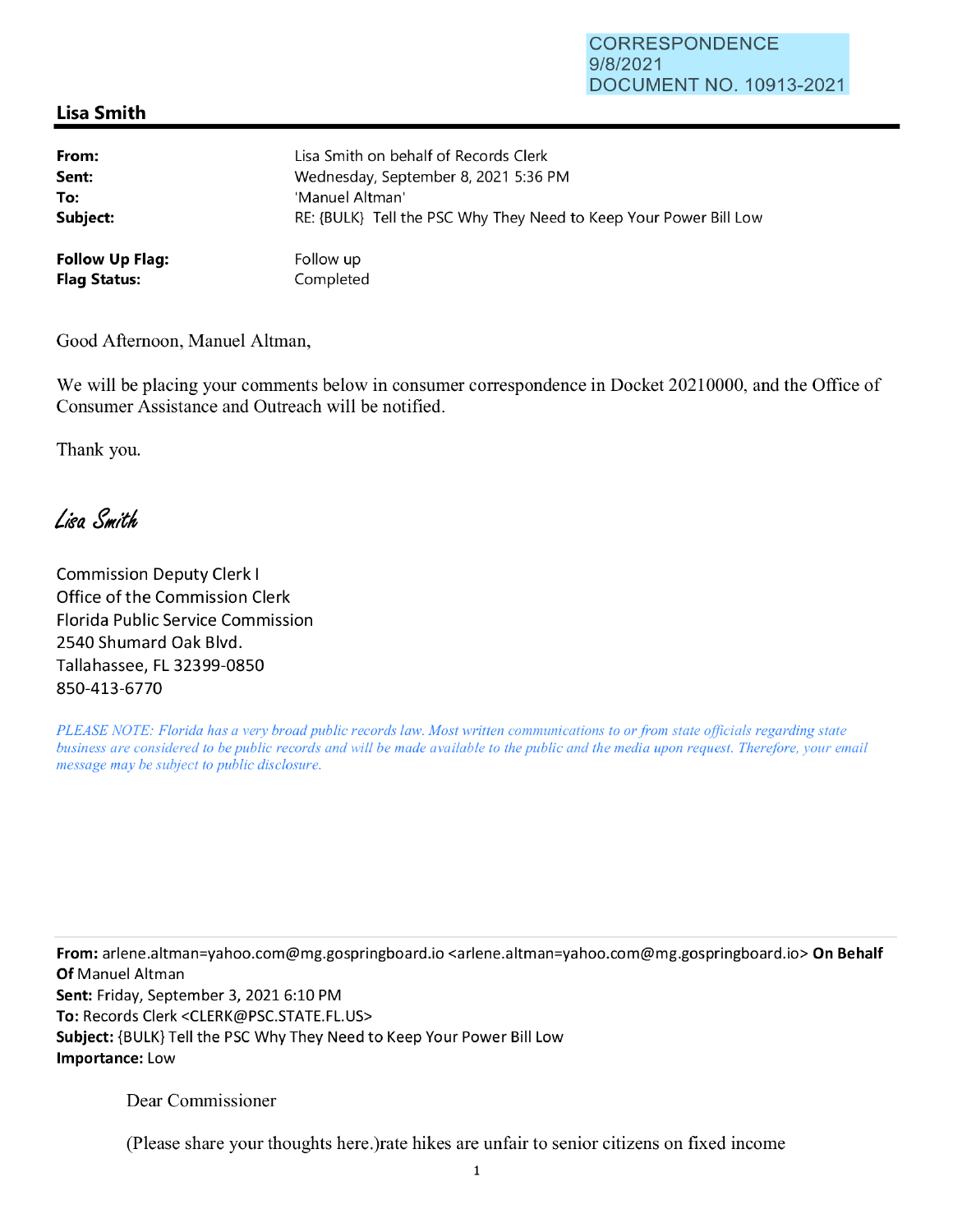CORRESPONDENCE
9/8/2021
DOCUMENT NO. 10913-2021

## Lisa Smith

| | |
|---|---|
| **From:** | Lisa Smith on behalf of Records Clerk |
| **Sent:** | Wednesday, September 8, 2021 5:36 PM |
| **To:** | 'Manuel Altman' |
| **Subject:** | RE: {BULK} Tell the PSC Why They Need to Keep Your Power Bill Low |
| **Follow Up Flag:** | Follow up |
| **Flag Status:** | Completed |

Good Afternoon, Manuel Altman,

We will be placing your comments below in consumer correspondence in Docket 20210000, and the Office of Consumer Assistance and Outreach will be notified.

Thank you.

*Lisa Smith*

Commission Deputy Clerk I
Office of the Commission Clerk
Florida Public Service Commission
2540 Shumard Oak Blvd.
Tallahassee, FL 32399-0850
850-413-6770

*PLEASE NOTE: Florida has a very broad public records law. Most written communications to or from state officials regarding state business are considered to be public records and will be made available to the public and the media upon request. Therefore, your email message may be subject to public disclosure.*

---

**From:** arlene.altman=yahoo.com@mg.gospringboard.io <arlene.altman=yahoo.com@mg.gospringboard.io> **On Behalf Of** Manuel Altman
**Sent:** Friday, September 3, 2021 6:10 PM
**To:** Records Clerk <CLERK@PSC.STATE.FL.US>
**Subject:** {BULK} Tell the PSC Why They Need to Keep Your Power Bill Low
**Importance:** Low

Dear Commissioner

(Please share your thoughts here.)rate hikes are unfair to senior citizens on fixed income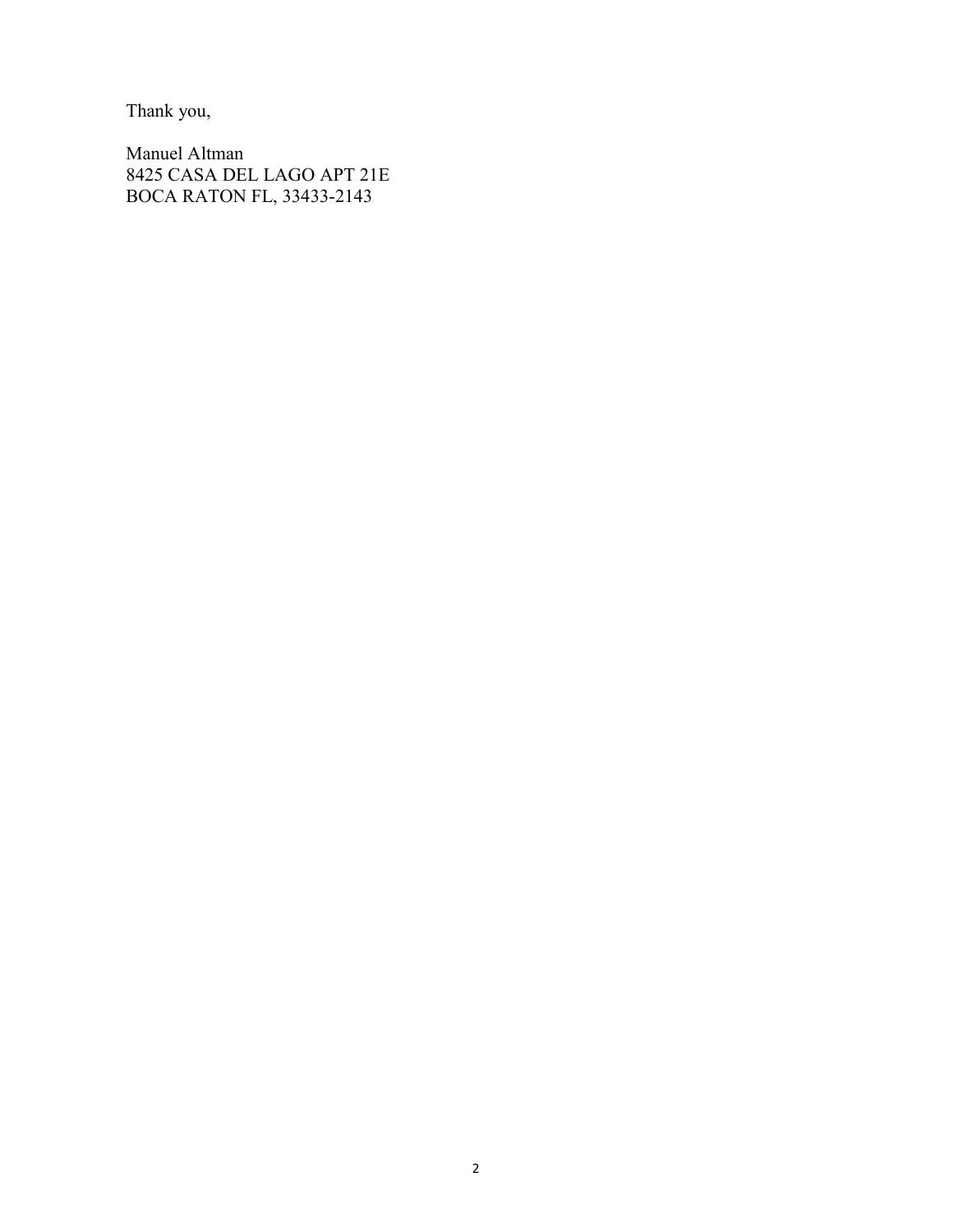Thank you,

Manuel Altman
8425 CASA DEL LAGO APT 21E
BOCA RATON FL, 33433-2143